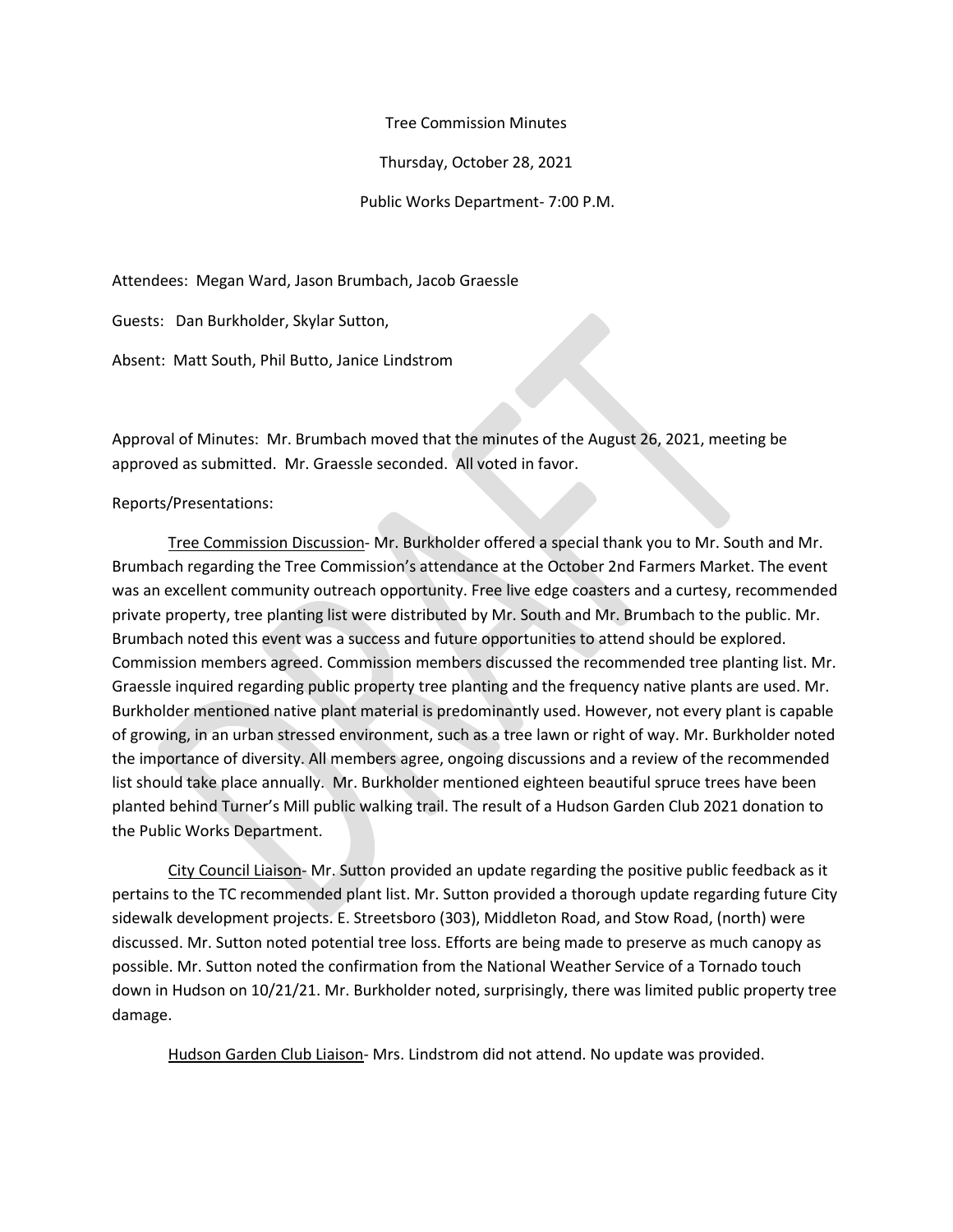Tree Commission Minutes

Thursday, October 28, 2021

Public Works Department- 7:00 P.M.

Attendees: Megan Ward, Jason Brumbach, Jacob Graessle

Guests: Dan Burkholder, Skylar Sutton,

Absent: Matt South, Phil Butto, Janice Lindstrom

Approval of Minutes: Mr. Brumbach moved that the minutes of the August 26, 2021, meeting be approved as submitted. Mr. Graessle seconded. All voted in favor.

Reports/Presentations:

Tree Commission Discussion- Mr. Burkholder offered a special thank you to Mr. South and Mr. Brumbach regarding the Tree Commission's attendance at the October 2nd Farmers Market. The event was an excellent community outreach opportunity. Free live edge coasters and a curtesy, recommended private property, tree planting list were distributed by Mr. South and Mr. Brumbach to the public. Mr. Brumbach noted this event was a success and future opportunities to attend should be explored. Commission members agreed. Commission members discussed the recommended tree planting list. Mr. Graessle inquired regarding public property tree planting and the frequency native plants are used. Mr. Burkholder mentioned native plant material is predominantly used. However, not every plant is capable of growing, in an urban stressed environment, such as a tree lawn or right of way. Mr. Burkholder noted the importance of diversity. All members agree, ongoing discussions and a review of the recommended list should take place annually. Mr. Burkholder mentioned eighteen beautiful spruce trees have been planted behind Turner's Mill public walking trail. The result of a Hudson Garden Club 2021 donation to the Public Works Department.

City Council Liaison- Mr. Sutton provided an update regarding the positive public feedback as it pertains to the TC recommended plant list. Mr. Sutton provided a thorough update regarding future City sidewalk development projects. E. Streetsboro (303), Middleton Road, and Stow Road, (north) were discussed. Mr. Sutton noted potential tree loss. Efforts are being made to preserve as much canopy as possible. Mr. Sutton noted the confirmation from the National Weather Service of a Tornado touch down in Hudson on 10/21/21. Mr. Burkholder noted, surprisingly, there was limited public property tree damage.

Hudson Garden Club Liaison- Mrs. Lindstrom did not attend. No update was provided.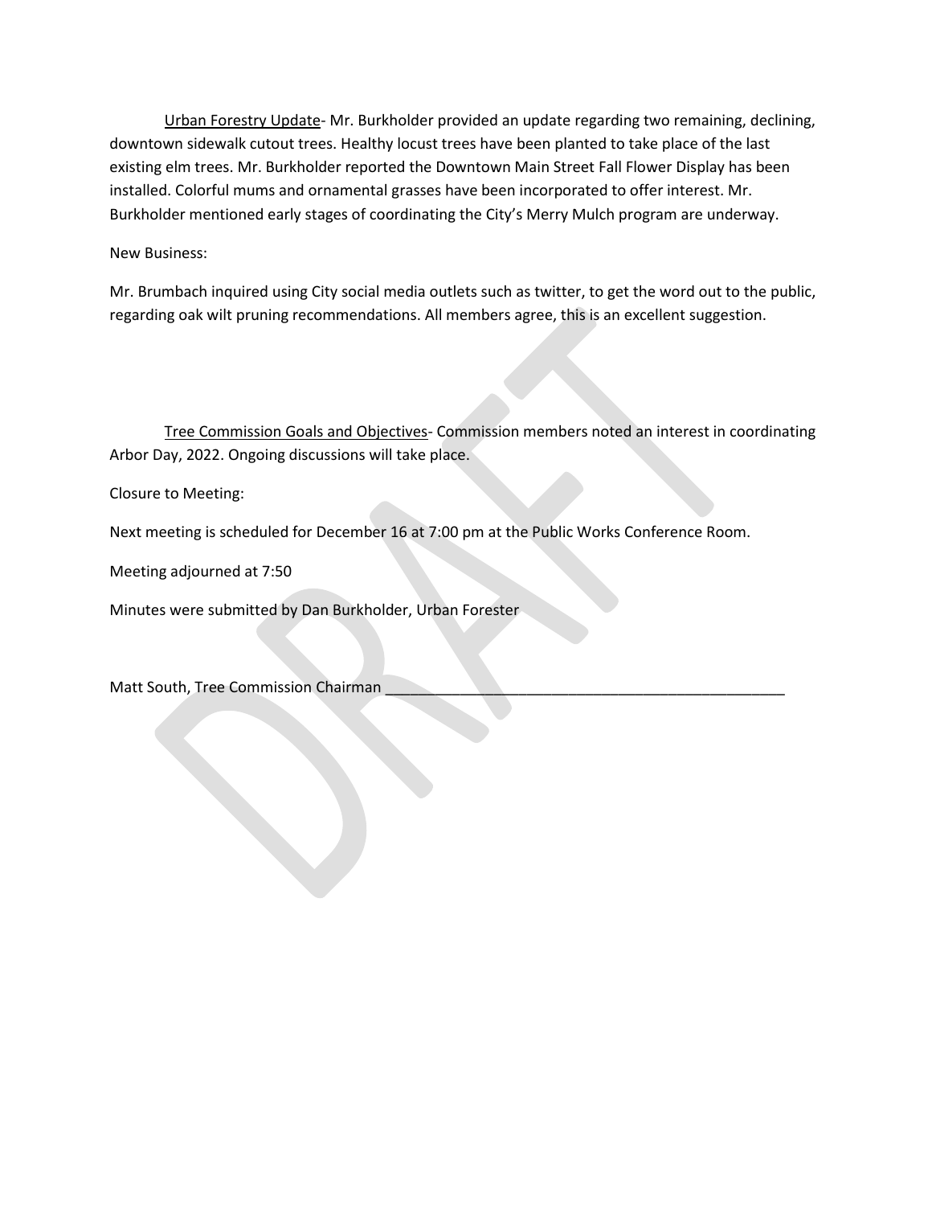Urban Forestry Update- Mr. Burkholder provided an update regarding two remaining, declining, downtown sidewalk cutout trees. Healthy locust trees have been planted to take place of the last existing elm trees. Mr. Burkholder reported the Downtown Main Street Fall Flower Display has been installed. Colorful mums and ornamental grasses have been incorporated to offer interest. Mr. Burkholder mentioned early stages of coordinating the City's Merry Mulch program are underway.

New Business:

Mr. Brumbach inquired using City social media outlets such as twitter, to get the word out to the public, regarding oak wilt pruning recommendations. All members agree, this is an excellent suggestion.

Tree Commission Goals and Objectives- Commission members noted an interest in coordinating Arbor Day, 2022. Ongoing discussions will take place.

Closure to Meeting:

Next meeting is scheduled for December 16 at 7:00 pm at the Public Works Conference Room.

Meeting adjourned at 7:50

Minutes were submitted by Dan Burkholder, Urban Forester

Matt South, Tree Commission Chairman _______________________________________________

DRAFT